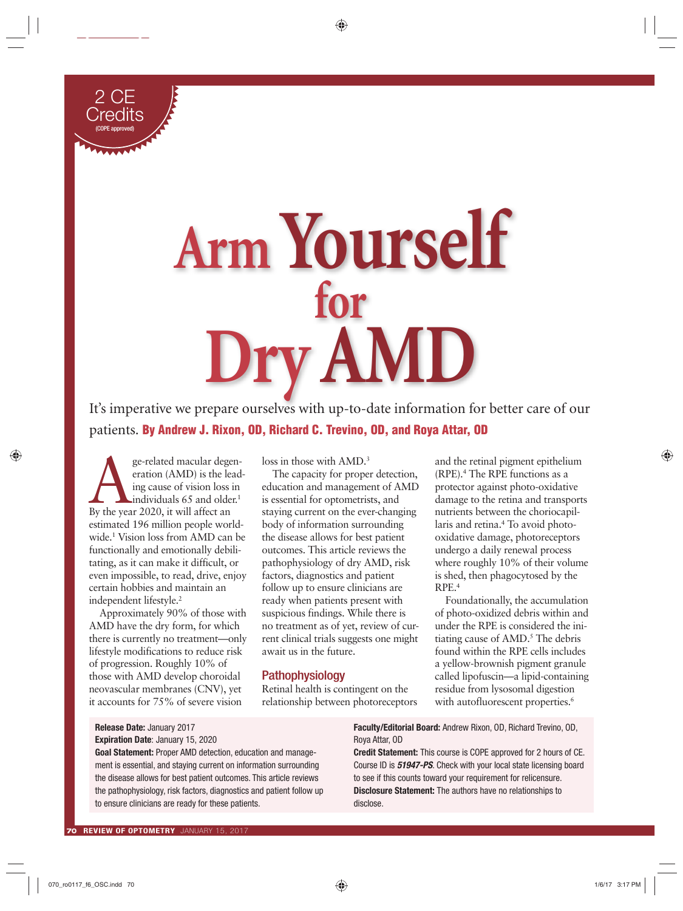2 CE Credits (COPE approved)

# Arm Yourself for Dry AMD

It's imperative we prepare ourselves with up-to-date information for better care of our patients. **By Andrew J. Rixon, OD, Richard C. Trevino, OD, and Roya Attar, OD**

Age-related macular degeneration (AMD) is the leading cause of vision loss in individuals 65 and older.[1] By the year 2020, it will affect an estimated 196 million people worldwide.[1] Vision loss from AMD can be functionally and emotionally debilitating, as it can make it difficult, or even impossible, to read, drive, enjoy certain hobbies and maintain an independent lifestyle.[2]

Approximately 90% of those with AMD have the dry form, for which there is currently no treatment—only lifestyle modifications to reduce risk of progression. Roughly 10% of those with AMD develop choroidal neovascular membranes (CNV), yet it accounts for 75% of severe vision loss in those with AMD.[3]

The capacity for proper detection, education and management of AMD is essential for optometrists, and staying current on the ever-changing body of information surrounding the disease allows for best patient outcomes. This article reviews the pathophysiology of dry AMD, risk factors, diagnostics and patient follow up to ensure clinicians are ready when patients present with suspicious findings. While there is no treatment as of yet, review of current clinical trials suggests one might await us in the future.

## Pathophysiology

Retinal health is contingent on the relationship between photoreceptors and the retinal pigment epithelium (RPE).[4] The RPE functions as a protector against photo-oxidative damage to the retina and transports nutrients between the choriocapillaris and retina.[4] To avoid photo-oxidative damage, photoreceptors undergo a daily renewal process where roughly 10% of their volume is shed, then phagocytosed by the RPE.[4]

Foundationally, the accumulation of photo-oxidized debris within and under the RPE is considered the initiating cause of AMD.[5] The debris found within the RPE cells includes a yellow-brownish pigment granule called lipofuscin—a lipid-containing residue from lysosomal digestion with autofluorescent properties.[6]

**Release Date:** January 2017
**Expiration Date**: January 15, 2020
**Goal Statement:** Proper AMD detection, education and management is essential, and staying current on information surrounding the disease allows for best patient outcomes. This article reviews the pathophysiology, risk factors, diagnostics and patient follow up to ensure clinicians are ready for these patients.

**Faculty/Editorial Board:** Andrew Rixon, OD, Richard Trevino, OD, Roya Attar, OD
**Credit Statement:** This course is COPE approved for 2 hours of CE. Course ID is ***51947-PS***. Check with your local state licensing board to see if this counts toward your requirement for relicensure.
**Disclosure Statement:** The authors have no relationships to disclose.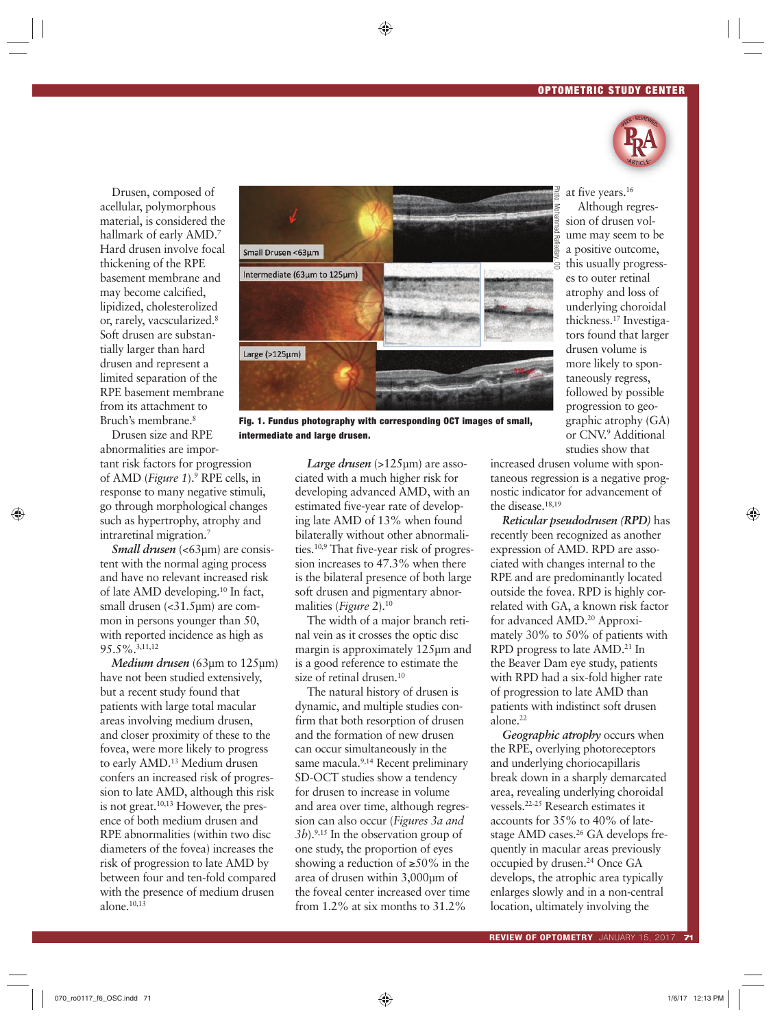Drusen, composed of acellular, polymorphous material, is considered the hallmark of early AMD.[7] Hard drusen involve focal thickening of the RPE basement membrane and may become calcified, lipidized, cholesterolized or, rarely, vacscularized.[8] Soft drusen are substantially larger than hard drusen and represent a limited separation of the RPE basement membrane from its attachment to Bruch's membrane.[8]

Drusen size and RPE abnormalities are important risk factors for progression of AMD (*Figure 1*).[9] RPE cells, in response to many negative stimuli, go through morphological changes such as hypertrophy, atrophy and intraretinal migration.[7]

***Small drusen*** (<63µm) are consistent with the normal aging process and have no relevant increased risk of late AMD developing.[10] In fact, small drusen (<31.5µm) are common in persons younger than 50, with reported incidence as high as 95.5%.[3,11,12]

***Medium drusen*** (63µm to 125µm) have not been studied extensively, but a recent study found that patients with large total macular areas involving medium drusen, and closer proximity of these to the fovea, were more likely to progress to early AMD.[13] Medium drusen confers an increased risk of progression to late AMD, although this risk is not great.[10,13] However, the presence of both medium drusen and RPE abnormalities (within two disc diameters of the fovea) increases the risk of progression to late AMD by between four and ten-fold compared with the presence of medium drusen alone.[10,13]

**Fig. 1. Fundus photography with corresponding OCT images of small, intermediate and large drusen.**

***Large drusen*** (>125µm) are associated with a much higher risk for developing advanced AMD, with an estimated five-year rate of developing late AMD of 13% when found bilaterally without other abnormalities.[10,9] That five-year risk of progression increases to 47.3% when there is the bilateral presence of both large soft drusen and pigmentary abnormalities (*Figure 2*).[10]

The width of a major branch retinal vein as it crosses the optic disc margin is approximately 125µm and is a good reference to estimate the size of retinal drusen.[10]

The natural history of drusen is dynamic, and multiple studies confirm that both resorption of drusen and the formation of new drusen can occur simultaneously in the same macula.[9,14] Recent preliminary SD-OCT studies show a tendency for drusen to increase in volume and area over time, although regression can also occur (*Figures 3a and 3b*).[9,15] In the observation group of one study, the proportion of eyes showing a reduction of ≥50% in the area of drusen within 3,000µm of the foveal center increased over time from 1.2% at six months to 31.2% at five years.[16]

Although regression of drusen volume may seem to be a positive outcome, this usually progresses to outer retinal atrophy and loss of underlying choroidal thickness.[17] Investigators found that larger drusen volume is more likely to spontaneously regress, followed by possible progression to geographic atrophy (GA) or CNV.[9] Additional studies show that increased drusen volume with spontaneous regression is a negative prognostic indicator for advancement of the disease.[18,19]

***Reticular pseudodrusen (RPD)*** has recently been recognized as another expression of AMD. RPD are associated with changes internal to the RPE and are predominantly located outside the fovea. RPD is highly correlated with GA, a known risk factor for advanced AMD.[20] Approximately 30% to 50% of patients with RPD progress to late AMD.[21] In the Beaver Dam eye study, patients with RPD had a six-fold higher rate of progression to late AMD than patients with indistinct soft drusen alone.[22]

***Geographic atrophy*** occurs when the RPE, overlying photoreceptors and underlying choriocapillaris break down in a sharply demarcated area, revealing underlying choroidal vessels.[22-25] Research estimates it accounts for 35% to 40% of late-stage AMD cases.[26] GA develops frequently in macular areas previously occupied by drusen.[24] Once GA develops, the atrophic area typically enlarges slowly and in a non-central location, ultimately involving the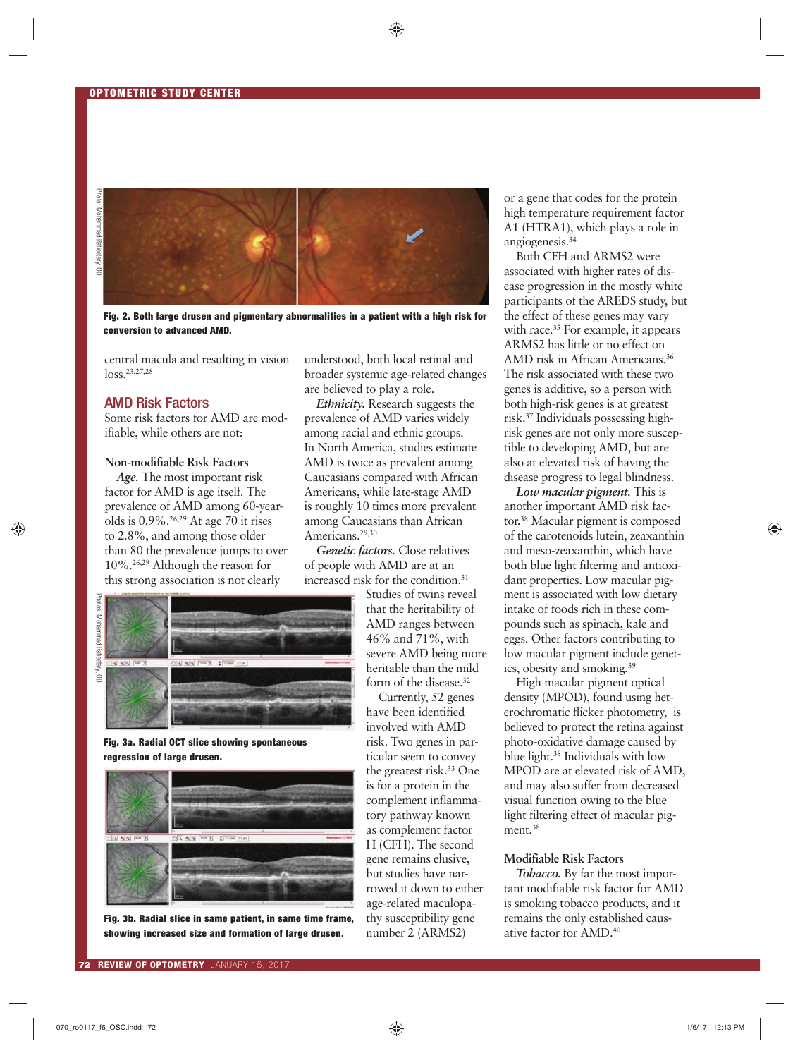Fig. 2. Both large drusen and pigmentary abnormalities in a patient with a high risk for conversion to advanced AMD.

central macula and resulting in vision loss.[23,27,28]

## AMD Risk Factors

Some risk factors for AMD are modifiable, while others are not:

### Non-modifiable Risk Factors

***Age.*** The most important risk factor for AMD is age itself. The prevalence of AMD among 60-year-olds is 0.9%.[26,29] At age 70 it rises to 2.8%, and among those older than 80 the prevalence jumps to over 10%.[26,29] Although the reason for this strong association is not clearly understood, both local retinal and broader systemic age-related changes are believed to play a role.

***Ethnicity.*** Research suggests the prevalence of AMD varies widely among racial and ethnic groups. In North America, studies estimate AMD is twice as prevalent among Caucasians compared with African Americans, while late-stage AMD is roughly 10 times more prevalent among Caucasians than African Americans.[29,30]

***Genetic factors.*** Close relatives of people with AMD are at an increased risk for the condition.[31] Studies of twins reveal that the heritability of AMD ranges between 46% and 71%, with severe AMD being more heritable than the mild form of the disease.[32]

Currently, 52 genes have been identified involved with AMD risk. Two genes in particular seem to convey the greatest risk.[33] One is for a protein in the complement inflammatory pathway known as complement factor H (CFH). The second gene remains elusive, but studies have narrowed it down to either age-related maculopathy susceptibility gene number 2 (ARMS2) or a gene that codes for the protein high temperature requirement factor A1 (HTRA1), which plays a role in angiogenesis.[34]

Both CFH and ARMS2 were associated with higher rates of disease progression in the mostly white participants of the AREDS study, but the effect of these genes may vary with race.[35] For example, it appears ARMS2 has little or no effect on AMD risk in African Americans.[36] The risk associated with these two genes is additive, so a person with both high-risk genes is at greatest risk.[37] Individuals possessing high-risk genes are not only more susceptible to developing AMD, but are also at elevated risk of having the disease progress to legal blindness.

***Low macular pigment.*** This is another important AMD risk factor.[38] Macular pigment is composed of the carotenoids lutein, zeaxanthin and meso-zeaxanthin, which have both blue light filtering and antioxidant properties. Low macular pigment is associated with low dietary intake of foods rich in these compounds such as spinach, kale and eggs. Other factors contributing to low macular pigment include genetics, obesity and smoking.[39]

High macular pigment optical density (MPOD), found using heterochromatic flicker photometry, is believed to protect the retina against photo-oxidative damage caused by blue light.[38] Individuals with low MPOD are at elevated risk of AMD, and may also suffer from decreased visual function owing to the blue light filtering effect of macular pigment.[38]

### Modifiable Risk Factors

***Tobacco.*** By far the most important modifiable risk factor for AMD is smoking tobacco products, and it remains the only established causative factor for AMD.[40]

Fig. 3a. Radial OCT slice showing spontaneous regression of large drusen.

Fig. 3b. Radial slice in same patient, in same time frame, showing increased size and formation of large drusen.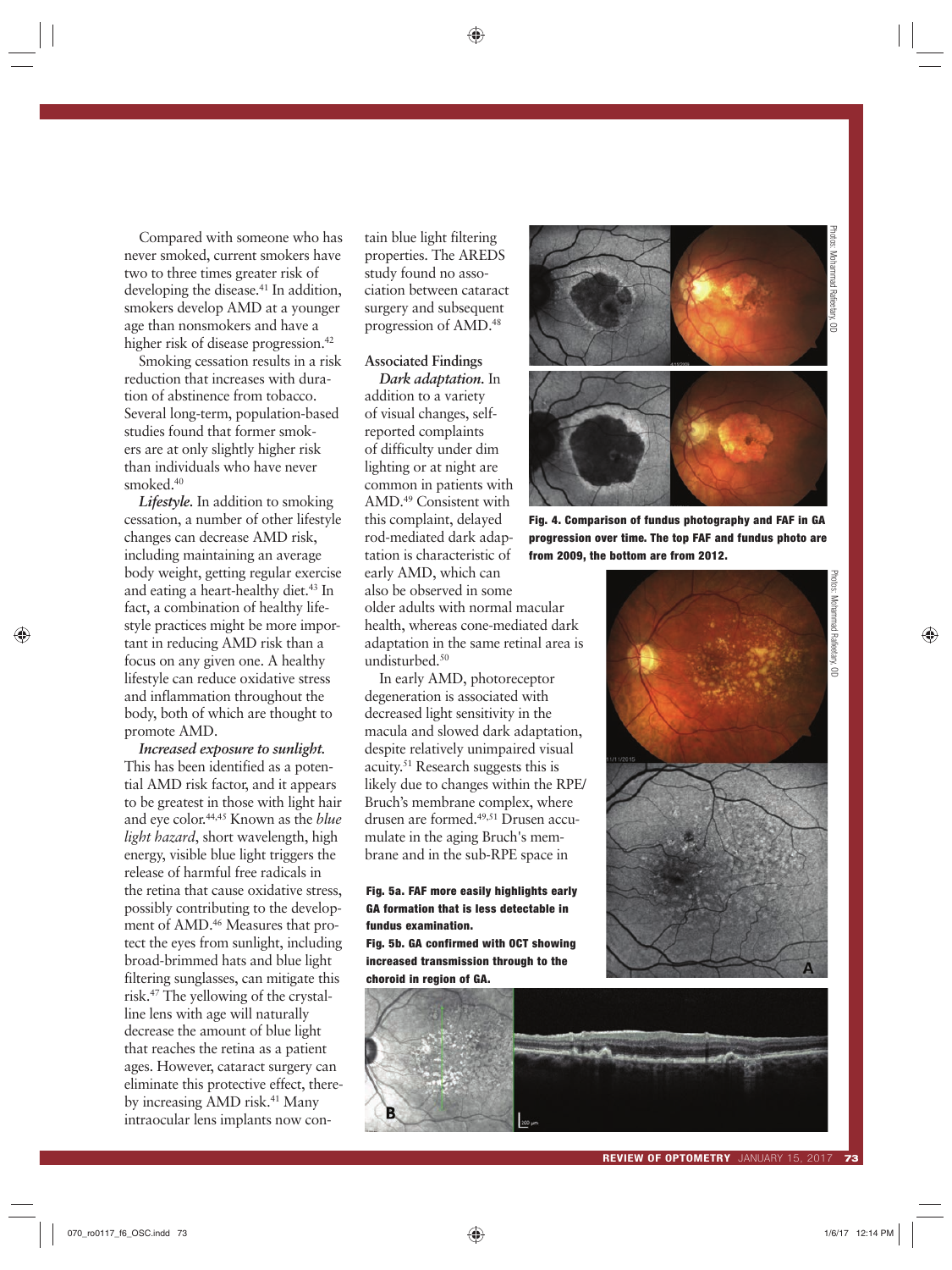Compared with someone who has never smoked, current smokers have two to three times greater risk of developing the disease.[41] In addition, smokers develop AMD at a younger age than nonsmokers and have a higher risk of disease progression.[42]

Smoking cessation results in a risk reduction that increases with duration of abstinence from tobacco. Several long-term, population-based studies found that former smokers are at only slightly higher risk than individuals who have never smoked.[40]

***Lifestyle.*** In addition to smoking cessation, a number of other lifestyle changes can decrease AMD risk, including maintaining an average body weight, getting regular exercise and eating a heart-healthy diet.[43] In fact, a combination of healthy lifestyle practices might be more important in reducing AMD risk than a focus on any given one. A healthy lifestyle can reduce oxidative stress and inflammation throughout the body, both of which are thought to promote AMD.

***Increased exposure to sunlight.*** This has been identified as a potential AMD risk factor, and it appears to be greatest in those with light hair and eye color.[44,45] Known as the *blue light hazard*, short wavelength, high energy, visible blue light triggers the release of harmful free radicals in the retina that cause oxidative stress, possibly contributing to the development of AMD.[46] Measures that protect the eyes from sunlight, including broad-brimmed hats and blue light filtering sunglasses, can mitigate this risk.[47] The yellowing of the crystalline lens with age will naturally decrease the amount of blue light that reaches the retina as a patient ages. However, cataract surgery can eliminate this protective effect, thereby increasing AMD risk.[41] Many intraocular lens implants now contain blue light filtering properties. The AREDS study found no association between cataract surgery and subsequent progression of AMD.[48]

### Associated Findings

***Dark adaptation.*** In addition to a variety of visual changes, self-reported complaints of difficulty under dim lighting or at night are common in patients with AMD.[49] Consistent with this complaint, delayed rod-mediated dark adaptation is characteristic of early AMD, which can also be observed in some older adults with normal macular health, whereas cone-mediated dark adaptation in the same retinal area is undisturbed.[50]

In early AMD, photoreceptor degeneration is associated with decreased light sensitivity in the macula and slowed dark adaptation, despite relatively unimpaired visual acuity.[51] Research suggests this is likely due to changes within the RPE/Bruch's membrane complex, where drusen are formed.[49,51] Drusen accumulate in the aging Bruch's membrane and in the sub-RPE space in

**Fig. 4. Comparison of fundus photography and FAF in GA progression over time. The top FAF and fundus photo are from 2009, the bottom are from 2012.**

**Fig. 5a. FAF more easily highlights early GA formation that is less detectable in fundus examination.**

**Fig. 5b. GA confirmed with OCT showing increased transmission through to the choroid in region of GA.**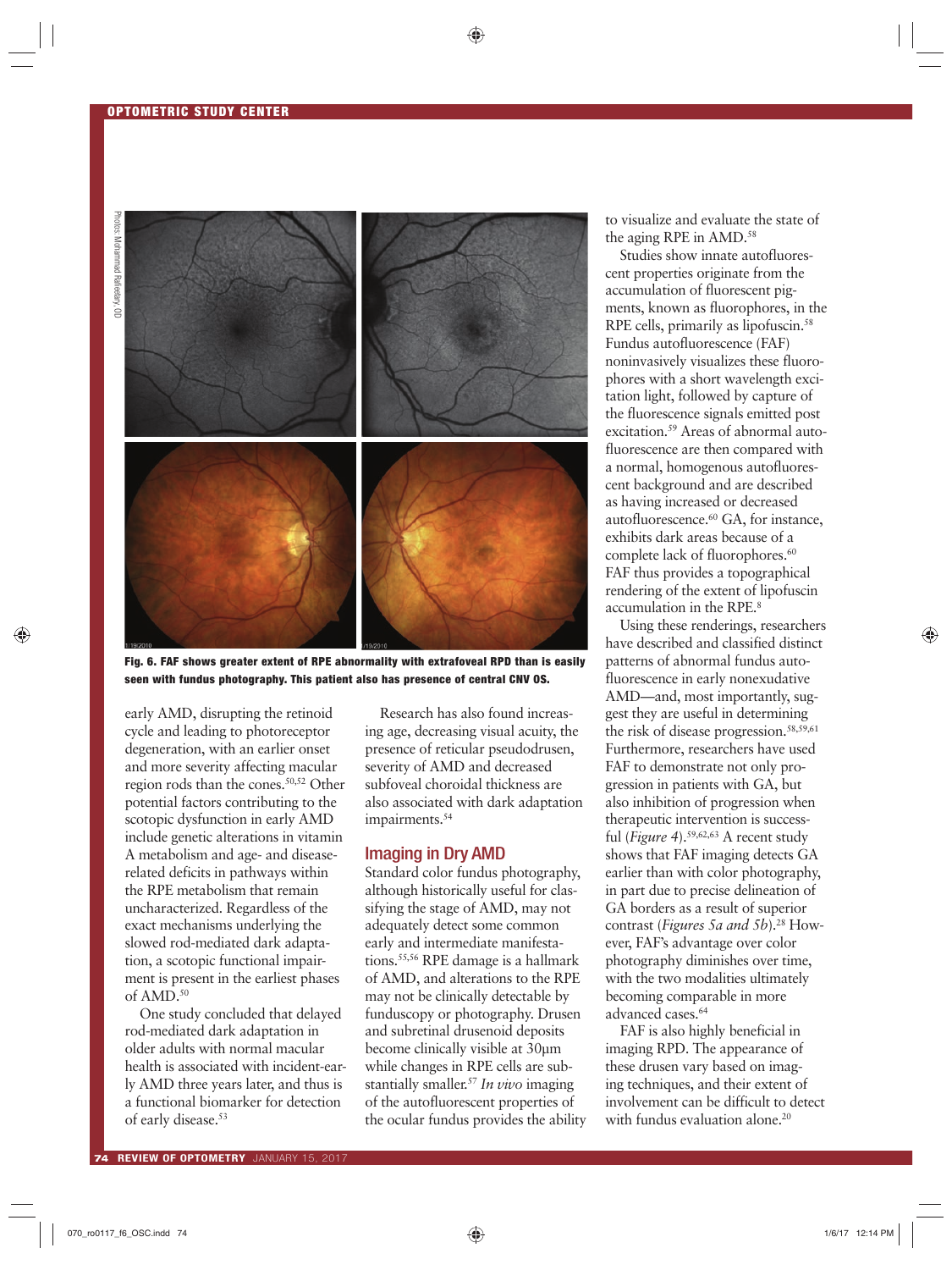Fig. 6. FAF shows greater extent of RPE abnormality with extrafoveal RPD than is easily seen with fundus photography. This patient also has presence of central CNV OS.

early AMD, disrupting the retinoid cycle and leading to photoreceptor degeneration, with an earlier onset and more severity affecting macular region rods than the cones.[50,52] Other potential factors contributing to the scotopic dysfunction in early AMD include genetic alterations in vitamin A metabolism and age- and disease-related deficits in pathways within the RPE metabolism that remain uncharacterized. Regardless of the exact mechanisms underlying the slowed rod-mediated dark adaptation, a scotopic functional impairment is present in the earliest phases of AMD.[50]

One study concluded that delayed rod-mediated dark adaptation in older adults with normal macular health is associated with incident-early AMD three years later, and thus is a functional biomarker for detection of early disease.[53]

Research has also found increasing age, decreasing visual acuity, the presence of reticular pseudodrusen, severity of AMD and decreased subfoveal choroidal thickness are also associated with dark adaptation impairments.[54]

## Imaging in Dry AMD

Standard color fundus photography, although historically useful for classifying the stage of AMD, may not adequately detect some common early and intermediate manifestations.[55,56] RPE damage is a hallmark of AMD, and alterations to the RPE may not be clinically detectable by funduscopy or photography. Drusen and subretinal drusenoid deposits become clinically visible at 30μm while changes in RPE cells are substantially smaller.[57] *In vivo* imaging of the autofluorescent properties of the ocular fundus provides the ability to visualize and evaluate the state of the aging RPE in AMD.[58]

Studies show innate autofluorescent properties originate from the accumulation of fluorescent pigments, known as fluorophores, in the RPE cells, primarily as lipofuscin.[58] Fundus autofluorescence (FAF) noninvasively visualizes these fluorophores with a short wavelength excitation light, followed by capture of the fluorescence signals emitted post excitation.[59] Areas of abnormal autofluorescence are then compared with a normal, homogenous autofluorescent background and are described as having increased or decreased autofluorescence.[60] GA, for instance, exhibits dark areas because of a complete lack of fluorophores.[60] FAF thus provides a topographical rendering of the extent of lipofuscin accumulation in the RPE.[8]

Using these renderings, researchers have described and classified distinct patterns of abnormal fundus autofluorescence in early nonexudative AMD—and, most importantly, suggest they are useful in determining the risk of disease progression.[58,59,61] Furthermore, researchers have used FAF to demonstrate not only progression in patients with GA, but also inhibition of progression when therapeutic intervention is successful (*Figure 4*).[59,62,63] A recent study shows that FAF imaging detects GA earlier than with color photography, in part due to precise delineation of GA borders as a result of superior contrast (*Figures 5a and 5b*).[28] However, FAF's advantage over color photography diminishes over time, with the two modalities ultimately becoming comparable in more advanced cases.[64]

FAF is also highly beneficial in imaging RPD. The appearance of these drusen vary based on imaging techniques, and their extent of involvement can be difficult to detect with fundus evaluation alone.[20]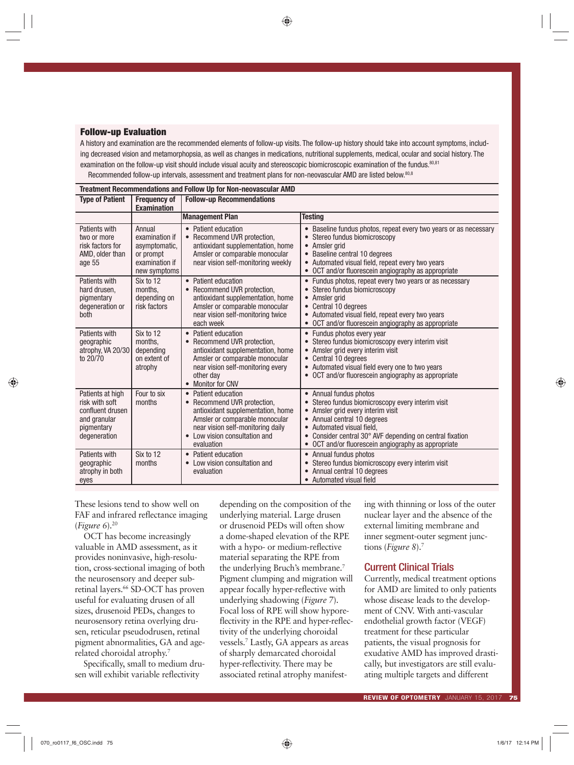### Follow-up Evaluation

A history and examination are the recommended elements of follow-up visits. The follow-up history should take into account symptoms, including decreased vision and metamorphopsia, as well as changes in medications, nutritional supplements, medical, ocular and social history. The examination on the follow-up visit should include visual acuity and stereoscopic biomicroscopic examination of the fundus.[80,81]

Recommended follow-up intervals, assessment and treatment plans for non-neovascular AMD are listed below.[80,8]

**Treatment Recommendations and Follow Up for Non-neovascular AMD**

| Type of Patient | Frequency of Examination | Follow-up Recommendations | |
|---|---|---|---|
| | | **Management Plan** | **Testing** |
| Patients with two or more risk factors for AMD, older than age 55 | Annual examination if asymptomatic, or prompt examination if new symptoms | • Patient education<br>• Recommend UVR protection, antioxidant supplementation, home Amsler or comparable monocular near vision self-monitoring weekly | • Baseline fundus photos, repeat every two years or as necessary<br>• Stereo fundus biomicroscopy<br>• Amsler grid<br>• Baseline central 10 degrees<br>• Automated visual field, repeat every two years<br>• OCT and/or fluorescein angiography as appropriate |
| Patients with hard drusen, pigmentary degeneration or both | Six to 12 months, depending on risk factors | • Patient education<br>• Recommend UVR protection, antioxidant supplementation, home Amsler or comparable monocular near vision self-monitoring twice each week | • Fundus photos, repeat every two years or as necessary<br>• Stereo fundus biomicroscopy<br>• Amsler grid<br>• Central 10 degrees<br>• Automated visual field, repeat every two years<br>• OCT and/or fluorescein angiography as appropriate |
| Patients with geographic atrophy, VA 20/30 to 20/70 | Six to 12 months, depending on extent of atrophy | • Patient education<br>• Recommend UVR protection, antioxidant supplementation, home Amsler or comparable monocular near vision self-monitoring every other day<br>• Monitor for CNV | • Fundus photos every year<br>• Stereo fundus biomicroscopy every interim visit<br>• Amsler grid every interim visit<br>• Central 10 degrees<br>• Automated visual field every one to two years<br>• OCT and/or fluorescein angiography as appropriate |
| Patients at high risk with soft confluent drusen and granular pigmentary degeneration | Four to six months | • Patient education<br>• Recommend UVR protection, antioxidant supplementation, home Amsler or comparable monocular near vision self-monitoring daily<br>• Low vision consultation and evaluation | • Annual fundus photos<br>• Stereo fundus biomicroscopy every interim visit<br>• Amsler grid every interim visit<br>• Annual central 10 degrees<br>• Automated visual field,<br>• Consider central 30° AVF depending on central fixation<br>• OCT and/or fluorescein angiography as appropriate |
| Patients with geographic atrophy in both eyes | Six to 12 months | • Patient education<br>• Low vision consultation and evaluation | • Annual fundus photos<br>• Stereo fundus biomicroscopy every interim visit<br>• Annual central 10 degrees<br>• Automated visual field |

These lesions tend to show well on FAF and infrared reflectance imaging (*Figure 6*).[20]

OCT has become increasingly valuable in AMD assessment, as it provides noninvasive, high-resolution, cross-sectional imaging of both the neurosensory and deeper subretinal layers.[66] SD-OCT has proven useful for evaluating drusen of all sizes, drusenoid PEDs, changes to neurosensory retina overlying drusen, reticular pseudodrusen, retinal pigment abnormalities, GA and age-related choroidal atrophy.[7]

Specifically, small to medium drusen will exhibit variable reflectivity depending on the composition of the underlying material. Large drusen or drusenoid PEDs will often show a dome-shaped elevation of the RPE with a hypo- or medium-reflective material separating the RPE from the underlying Bruch's membrane.[7] Pigment clumping and migration will appear focally hyper-reflective with underlying shadowing (*Figure 7*). Focal loss of RPE will show hyporeflectivity in the RPE and hyper-reflectivity of the underlying choroidal vessels.[7] Lastly, GA appears as areas of sharply demarcated choroidal hyper-reflectivity. There may be associated retinal atrophy manifesting with thinning or loss of the outer nuclear layer and the absence of the external limiting membrane and inner segment-outer segment junctions (*Figure 8*).[7]

## Current Clinical Trials

Currently, medical treatment options for AMD are limited to only patients whose disease leads to the development of CNV. With anti-vascular endothelial growth factor (VEGF) treatment for these particular patients, the visual prognosis for exudative AMD has improved drastically, but investigators are still evaluating multiple targets and different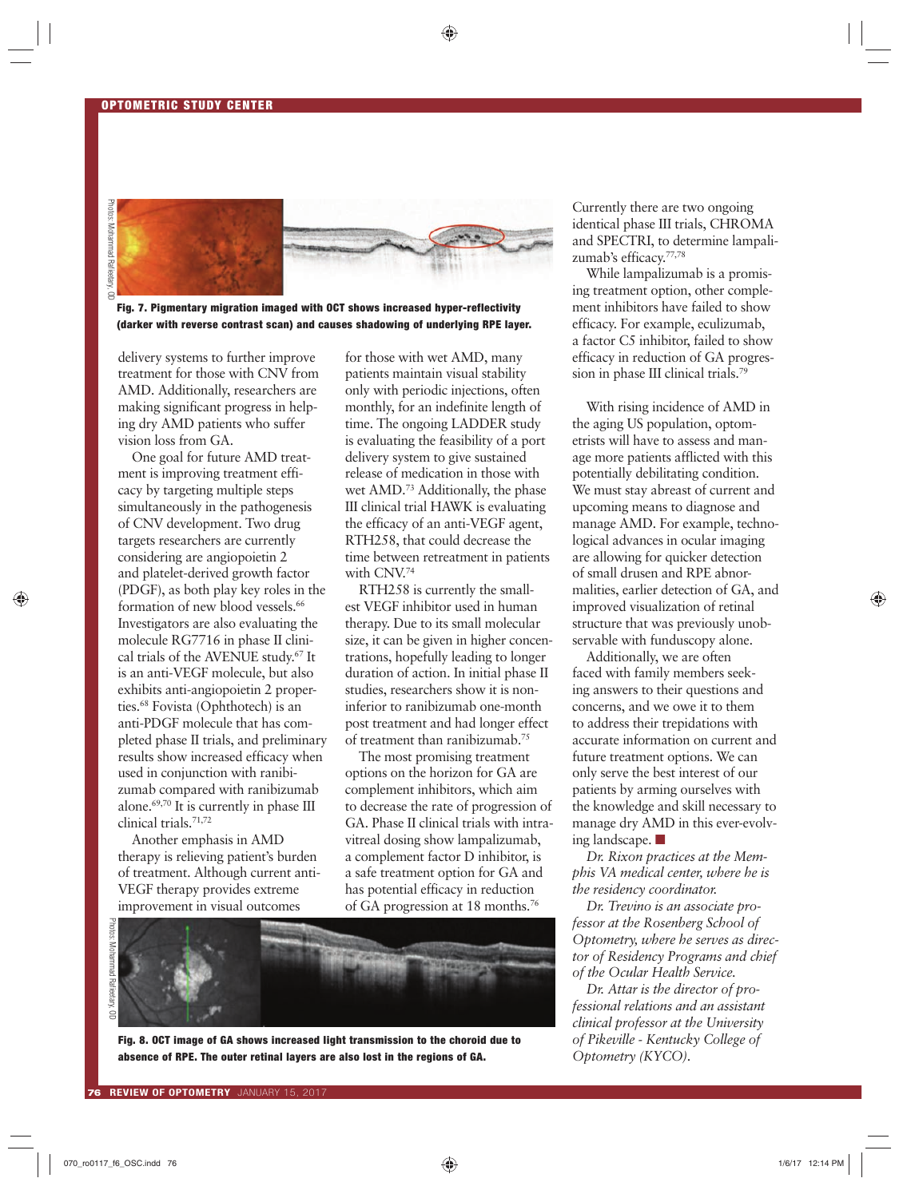Fig. 7. Pigmentary migration imaged with OCT shows increased hyper-reflectivity (darker with reverse contrast scan) and causes shadowing of underlying RPE layer.

delivery systems to further improve treatment for those with CNV from AMD. Additionally, researchers are making significant progress in helping dry AMD patients who suffer vision loss from GA.

One goal for future AMD treatment is improving treatment efficacy by targeting multiple steps simultaneously in the pathogenesis of CNV development. Two drug targets researchers are currently considering are angiopoietin 2 and platelet-derived growth factor (PDGF), as both play key roles in the formation of new blood vessels.[66] Investigators are also evaluating the molecule RG7716 in phase II clinical trials of the AVENUE study.[67] It is an anti-VEGF molecule, but also exhibits anti-angiopoietin 2 properties.[68] Fovista (Ophthotech) is an anti-PDGF molecule that has completed phase II trials, and preliminary results show increased efficacy when used in conjunction with ranibizumab compared with ranibizumab alone.[69,70] It is currently in phase III clinical trials.[71,72]

Another emphasis in AMD therapy is relieving patient's burden of treatment. Although current anti-VEGF therapy provides extreme improvement in visual outcomes for those with wet AMD, many patients maintain visual stability only with periodic injections, often monthly, for an indefinite length of time. The ongoing LADDER study is evaluating the feasibility of a port delivery system to give sustained release of medication in those with wet AMD.[73] Additionally, the phase III clinical trial HAWK is evaluating the efficacy of an anti-VEGF agent, RTH258, that could decrease the time between retreatment in patients with CNV.[74]

RTH258 is currently the smallest VEGF inhibitor used in human therapy. Due to its small molecular size, it can be given in higher concentrations, hopefully leading to longer duration of action. In initial phase II studies, researchers show it is non-inferior to ranibizumab one-month post treatment and had longer effect of treatment than ranibizumab.[75]

The most promising treatment options on the horizon for GA are complement inhibitors, which aim to decrease the rate of progression of GA. Phase II clinical trials with intravitreal dosing show lampalizumab, a complement factor D inhibitor, is a safe treatment option for GA and has potential efficacy in reduction of GA progression at 18 months.[76] Currently there are two ongoing identical phase III trials, CHROMA and SPECTRI, to determine lampalizumab's efficacy.[77,78]

While lampalizumab is a promising treatment option, other complement inhibitors have failed to show efficacy. For example, eculizumab, a factor C5 inhibitor, failed to show efficacy in reduction of GA progression in phase III clinical trials.[79]

With rising incidence of AMD in the aging US population, optometrists will have to assess and manage more patients afflicted with this potentially debilitating condition. We must stay abreast of current and upcoming means to diagnose and manage AMD. For example, technological advances in ocular imaging are allowing for quicker detection of small drusen and RPE abnormalities, earlier detection of GA, and improved visualization of retinal structure that was previously unobservable with funduscopy alone.

Additionally, we are often faced with family members seeking answers to their questions and concerns, and we owe it to them to address their trepidations with accurate information on current and future treatment options. We can only serve the best interest of our patients by arming ourselves with the knowledge and skill necessary to manage dry AMD in this ever-evolving landscape. ■

*Dr. Rixon practices at the Memphis VA medical center, where he is the residency coordinator.*

*Dr. Trevino is an associate professor at the Rosenberg School of Optometry, where he serves as director of Residency Programs and chief of the Ocular Health Service.*

*Dr. Attar is the director of professional relations and an assistant clinical professor at the University of Pikeville - Kentucky College of Optometry (KYCO).*

Fig. 8. OCT image of GA shows increased light transmission to the choroid due to absence of RPE. The outer retinal layers are also lost in the regions of GA.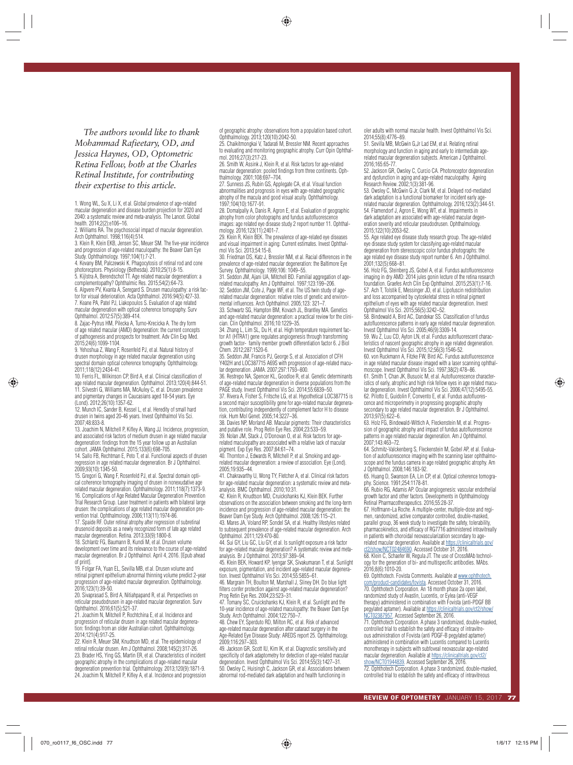*The authors would like to thank Mohammad Rafieetary, OD, and Jessica Haynes, OD, Optometric Retina Fellow, both at the Charles Retinal Institute, for contributing their expertise to this article.*

1. Wong WL, Su X, Li X, et al. Global prevalence of age-related macular degeneration and disease burden projection for 2020 and 2040: a systematic review and meta-analysis. The Lancet. Global health. 2014;2(2):e106–16.
2. Williams RA. The psychosocial impact of macular degeneration. Arch Ophthalmol. 1998;116(4):514.
3. Klein R, Klein EKB, Jensen SC, Meuer SM. The five-year incidence and progression of age-related maculopathy: the Beaver Dam Eye Study. Ophthalmology. 1997;104(1):7-21.
4. Kevany BM, Palczewski K. Phagocytosis of retinal rod and cone photorecptors. Physiology (Bethesda). 2010;25(1):8-15.
5. Kijlstra A, Berendschot TT. Age related macular degeneration: a complementopathy? Ophthalmic Res. 2015;54(2):64-73.
6. Algvere PV, Kvanta A, Seregard S. Drusen maculopathy: a risk factor for visual deterioration. Acta Ophthalmol. 2016:94(5):427-33.
7. Keane PA, Patel PJ, Liakopoulos S. Evaluation of age related macular degeneration with optical coherence tomography. Surv Ophthalmol. 2012:57(5):389-414.
8. Zajac-Pytrus HM, Pilecka A, Turno-Krecicka A. The dry form of age related macular (AMD) degeneration: the current concepts of pathogenesis and prospects for treatment. Adv Clin Exp Med. 2015;24(6):1099-1104.
9. Yehoshua Z, Wang F, Rosenfeld PJ, et al. Natural history of drusen morphology in age-related macular degeneration using spectral domain optical coherence tomography. Ophthalmology. 2011;118(12):2434-41.
10. Ferris FL, Wilkinson CP, Bird A, et al. Clinical classification of age related macular degeneration. Ophthalmol. 2013;120(4):844-51.
11. Silvestri G, Williams MA, McAuley C, et al. Drusen prevalence and pigmentary changes in Caucasians aged 18-54 years. Eye (Lond). 2012;26(10):1357-62.
12. Munch IC, Sander B, Kessel L, et al. Heredity of small hard drusen in twins aged 20-46 years. Invest Ophthalmol Vis Sci. 2007;48:833-8.
13. Joachim N, Mitchell P, Kifley A, Wang JJ. Incidence, progression, and associated risk factors of medium drusen in age related macular degeneration: findings from the 15 year follow up an Australian cohort. JAMA Ophthalmol. 2015;133(6):698-705.
14. Sallo FB, Rechtman E, Peto T, et al. Functional aspects of drusen regression in age related macular degeneration. Br J Ophthalmol. 2009;93(10):1345-50.
15. Gregori G, Wang F, Rosenfeld PJ, et al. Spectral domain optical coherence tomography imaging of drusen in nonexudative age related macular degeneration. Ophthalmology. 2011;118(7):1373-9.
16. Complications of Age Related Macular Degeneration Prevention Trial Research Group. Laser treatment in patients with bilateral large drusen: the complications of age related macular degeneration prevention trial. Ophthalmology. 2006;113(11):1974-86.
17. Spaide RF. Outer retinal atrophy after regression of subretinal drusenoid deposits as a newly recognized form of late age related macular degeneration. Retina. 2013;33(9):1800-8.
18. Schlanitz FG, Baumann B, Kundi M, et al. Drusen volume development over time and its relevance to the course of age-related macular degeneration. Br J Ophthalmol. April 4, 2016. [Epub ahead of print].
19. Folgar FA, Yuan EL, Sevilla MB, et al. Drusen volume and retinal pigment epithelium abnormal thinning volume predict 2-year progression of age-related macular degeneration. Ophthalmology. 2016;123(1):39-50.
20. Sivaprasad S, Bird A, Nitiahpapand R, et al. Perspectives on reticular pseudodrusen in age-related macular degeneration. Surv Ophthalmol. 2016;61(5):521-37.
21. Joachim N, Mitchell P, Rochtchina E, et al. Incidence and progression of reticular drusen in age related macular degeneration: findings from an older Australian cohort. Ophthalmology. 2014;121(4):917-25.
22. Klein R, Meuer SM, Knudtson MD, et al. The epidemiology of retinal reticular drusen. Am J Ophthalmol. 2008;145(2):317-26.
23. Brader HS, Ying GS, Martin ER, et al. Characteristics of incident geographic atrophy in the complications of age-related macular degeneration prevention trial. Ophthalmology. 2013;120(9):1871-9.
24. Joachim N, Mitchell P, Kifley A, et al. Incidence and progression of geographic atrophy: observations from a population based cohort. Ophthalmology. 2013;120(10):2042-50.
25. Chaikitmongkai V, Tadarati M, Bressler NM. Recent approaches to evaluating and monitoring geographic atrophy. Curr Opin Ophthalmol. 2016;27(3):217-23.
26. Smith W, Assink J, Klein R, et al. Risk factors for age-related macular degeneration: pooled findings from three continents. Ophthalmology. 2001;108:697–704.
27. Sunness JS, Rubin GS, Applegate CA, et al. Visual function abnormalities and prognosis in eyes with age-related geographic atrophy of the macula and good visual acuity. Ophthalmology. 1997;104(10):1677-91.
28. Domalpally A, Danis R, Agron E, et al. Evaluation of geographic atrophy from color photographs and fundus autofluorescence images: age related eye disease study 2 report number 11. Ophthalmology. 2016;123(11):2401-7.
29. Klein R, Klein BEK. The prevalence of age-related eye diseases and visual impairment in aging: Current estimates. Invest Ophthalmol Vis Sci. 2013;54:15-8.
30. Friedman DS, Katz J, Bressler NM, et al. Racial differences in the prevalence of age-related macular degeneration: the Baltimore Eye Survey. Ophthalmology. 1999;106: 1049–55.
31. Seddon JM, Ajani UA, Mitchell BD. Familial aggregation of age-related maculopathy. Am J Ophthalmol. 1997;123:199–206.
32. Seddon JM, Cote J, Page WF, et al. The US twin study of age-related macular degeneration: relative roles of genetic and environmental influences. Arch Ophthalmol. 2005;123: 321–7.
33. Schwartz SG, Hampton BM, Kovach JL, Brantley MA. Genetics and age-related macular degeneration: a practical review for the clinician. Clin Ophthalmol. 2016;10:1229–35.
34. Zhang L, Lim SL, Du H, et al. High temperature requirement factor A1 (HTRA1) gene regulates angiogenesis through transforming growth factor- family member growth differentiation factor 6. J Biol Chem. 2012;287:1520-6.
35. Seddon JM, Francis PJ, George S, et al. Association of CFH Y402H and LOC387715 A69S with progression of age-related macular degeneration. JAMA. 2007;297:1793–800.
36. Restrepo NA, Spencer KL, Goodloe R, et al. Genetic determinants of age-related macular degeneration in diverse populations from the PAGE study. Invest Ophthalmol Vis Sci. 2014;55:6839–50.
37. Rivera A, Fisher S, Fritsche LG, et al. Hypothetical LOC387715 is a second major susceptibility gene for age-related macular degeneration, contributing independently of complement factor H to disease risk. Hum Mol Genet. 2005;14:3227–36.
38. Davies NP, Morland AB. Macular pigments: Their characteristics and putative role. Prog Retin Eye Res. 2004;23:533–59.
39. Nolan JM, Stack J, O'Donovan O, et al. Risk factors for age-related maculopathy are associated with a relative lack of macular pigment. Exp Eye Res. 2007;84:61–74.
40. Thornton J, Edwards R, Mitchell P, et al. Smoking and age-related macular degeneration: a review of association. Eye (Lond). 2005;19:935–44.
41. Chakravarthy U, Wong TY, Fletcher A, et al. Clinical risk factors for age-related macular degeneration: a systematic review and meta-analysis. BMC Ophthalmol. 2010;10:31.
42. Klein R, Knudtson MD, Cruickshanks KJ, Klein BEK. Further observations on the association between smoking and the long-term incidence and progression of age-related macular degeneration: the Beaver Dam Eye Study. Arch Ophthalmol. 2008;126:115–21.
43. Mares JA, Voland RP, Sondel SA, et al. Healthy lifestyles related to subsequent prevalence of age-related macular degeneration. Arch Ophthalmol. 2011;129:470-80.
44. Sui GY, Liu GC, Liu GY, et al. Is sunlight exposure a risk factor for age-related macular degeneration? A systematic review and meta-analysis. Br J Ophthalmol. 2013;97:389–94.
45. Klein BEK, Howard KP, Iyengar SK, Sivakumaran T, et al. Sunlight exposure, pigmentation, and incident age-related macular degeneration. Invest Ophthalmol Vis Sci. 2014;55:5855–61.
46. Margrain TH, Boulton M, Marshall J, Sliney DH. Do blue light filters confer protection against age-related macular degeneration? Prog Retin Eye Res. 2004;23:523–31.
47. Tomany SC, Cruickshanks KJ, Klein R, et al. Sunlight and the 10-year incidence of age-related maculopathy: the Beaver Dam Eye Study. Arch Ophthalmol. 2004;122:750–7.
48. Chew EY, Sperduto RD, Milton RC, et al. Risk of advanced age-related macular degeneration after cataract surgery in the Age-Related Eye Disease Study: AREDS report 25. Ophthalmology. 2009;116:297–303.
49. Jackson GR, Scott IU, Kim IK, et al. Diagnostic sensitivity and specificity of dark adaptometry for detection of age-related macular degeneration. Invest Ophthalmol Vis Sci. 2014;55(3):1427–31.
50. Owsley C, Huisingh C, Jackson GR, et al. Associations between abnormal rod-mediated dark adaptation and health functioning in older adults with normal macular health. Invest Ophthalmol Vis Sci. 2014;55(8):4776–89.
51. Sevilla MB, McGwin G,Jr Lad EM, et al. Relating retinal morphology and function in aging and early to intermediate age-related macular degeneration subjects. American J Ophthalmol. 2016;165:65-77.
52. Jackson GR, Owsley C, Curcio CA. Photoreceptor degeneration and dysfunction in aging and age-related maculopathy. Ageing Research Review. 2002;1(3):381-96.
53. Owsley C, McGwin G Jr, Clark M, et al. Delayed rod-mediated dark adaptation is a functional biomarker for incident early age-related macular degeneration. Ophthalmology. 2016;123(2):344-51.
54. Flamendorf J, Agron E, Wong WT, et al. Impairments in dark adaptation are associated with age-related macular degeneration severity and reticular pseudodrusen. Ophthalmology. 2015;122(10):2053-62.
55. Age related eye disease study research group. The age-related eye disease study system for classifying age-related macular degeneration from stereoscopic color fundus photographs: the age related eye disease study report number 6. Am J Ophthalmol. 2001;132(5):668–81.
56. Holz FG, Steinberg JS, Gobel A, et al. Fundus autofluorescence imaging in dry AMD: 2014 jules gonin lecture of the retina research foundation. Graefes Arch Clin Exp Ophthalmol. 2015;253(1):7-16.
57. Ach T, Tolstik E, Messinger JD, et al. Lipofuscin redistribution and loss accompanied by cytoskeletal stress in retinal pigment epithelium of eyes with age related macular degeneration. Invest Ophthalmol Vis Sci. 2015;56(5):3242–52.
58. Bindewald A, Bird AC, Dandekar SS. Classification of fundus autofluorescence patterns in early age related macular degeneration. Invest Ophthalmol Vis Sci. 2005;46(9):3309-14.
59. Wu Z, Luu CD, Ayton LN, et al. Fundus autofluorescent characteristics of nascent geographic atrophy in age related degeneration. Invest Ophthalmol Vis Sci. 2015;12;56(3):1546-52.
60. von Ruckmann A, Fitzke FW, Bird AC. Fundus autofluorescence in age related macular disease imaged with a laser scanning ophthalmoscope. Invest Ophthalmol Vis Sci. 1997;38(2):478–86.
61. Smith T, Chan JK, Busuoic M, et al. Autofluorescence characteristics of early, atrophic and high risk fellow eyes in age related macular degeneration. Invest Ophthalmol Vis Sci. 2006;47(12):5495-55.
62. Pilotto E, Guidolin F, Convento E, et al. Fundus autofluorescence and microperimetry in progressing geographic atrophy secondary to age related macular degeneration. Br J Ophthalmol. 2013;97(5):622–6.
63. Holz FG, Bindewald-Wittich A, Fleckenstein M, et al. Progression of geographic atrophy and impact of fundus autofluorescence patterns in age related macular degeneration. Am J Ophthalmol. 2007;143:463–72.
64. Schmitz-Valckenberg S, Fleckenstein M, Gobel AP, et al. Evaluation of autofluorescence imaging with the scanning laser ophthalmoscope and the fundus camera in age related geographic atrophy. Am J Ophthalmol. 2008;146:183-92.
65. Huang D, Swanson EA, Lin CP, et al. Optical coherence tomography. Science. 1991;254:1178-81.
66. Rubio RG, Adamis AP. Ocular angiogenesis: vascular endothelial growth factor and other factors. Developments in Ophthalmology Retinal Pharmacotherapeutics. 2016;55:28-37.
67. Hoffmann-La Roche. A multiple-center, multiple-dose and regimen, randomized, active comparator controlled, double-masked, parallel group, 36 week study to investigate the safety, tolerability, pharmacokinetics, and efficacy of RG7716 administered intravitreally in patients with choroidal neovascularization secondary to age-related macular degeneration. Available at https://clinicaltrials.gov/ct2/show/NCT02484690. Accessed October 31, 2016.
68. Klein C, Schaefer W, Regula JT. The use of CrossMAb technology for the generation of bi- and multispecific antibodies. MAbs. 2016;8(6):1010-20.
69. Ophthotech. Fovista Comments. Available at www.ophthotech.com/product-candidates/fovista. Accessed October 31, 2016.
70. Ophthotech Corporation. An 18 month phase 2a open label, randomized study of Avastin, Lucentis, or Eylea (anti-VEGF therapy) administered in combination with Fovista (anti-PDGF BB pegylated aptamer). Available at https://clinicaltrials.gov/ct2/show/NCT02387957. Accessed September 26, 2016.
71. Ophthotech Corporation. A phase 3 randomized, double-masked, controlled trial to establish the safety and efficacy of intravitreous administration of Fovista (anti PDGF-B pegylated aptamer) administered in combination with Lucentis compared to Lucentis monotherapy in subjects with subfoveal neovascular age-related macular degeneration. Available at https://clinicaltrials.gov/ct2/show/NCT01944839. Accessed September 26, 2016.
72. Ophthotech Corporation. A phase 3 randomized, double-masked, controlled trial to establish the safety and efficacy of intravitreous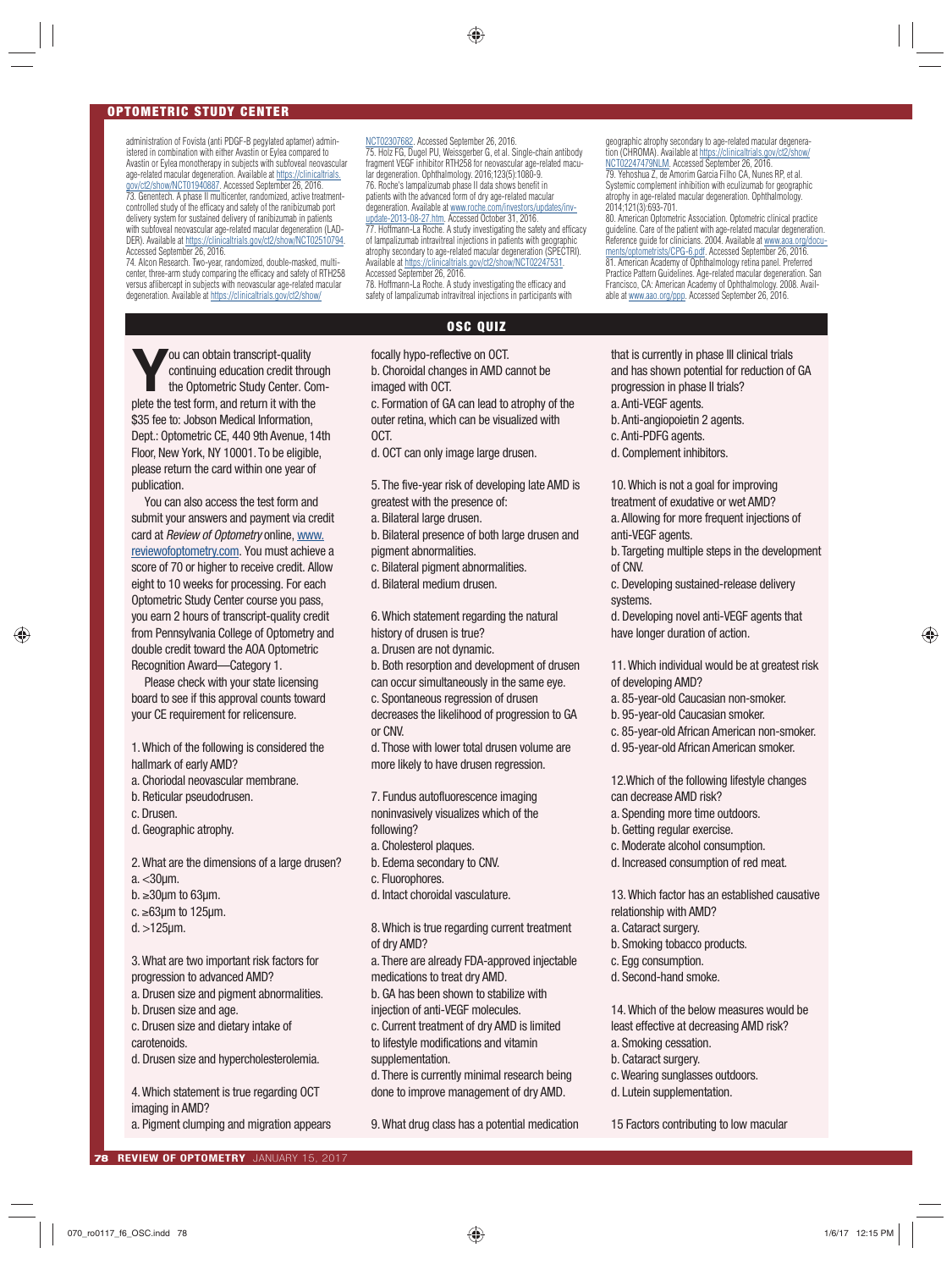administration of Fovista (anti PDGF-B pegylated aptamer) administered in combination with either Avastin or Eylea compared to Avastin or Eylea monotherapy in subjects with subfoveal neovascular age-related macular degeneration. Available at https://clinicaltrials.gov/ct2/show/NCT01940887. Accessed September 26, 2016.

73. Genentech. A phase II multicenter, randomized, active treatment-controlled study of the efficacy and safety of the ranibizumab port delivery system for sustained delivery of ranibizumab in patients with subfoveal neovascular age-related macular degeneration (LADDER). Available at https://clinicaltrials.gov/ct2/show/NCT02510794. Accessed September 26, 2016.

74. Alcon Research. Two-year, randomized, double-masked, multicenter, three-arm study comparing the efficacy and safety of RTH258 versus aflibercept in subjects with neovascular age-related macular degeneration. Available at https://clinicaltrials.gov/ct2/show/NCT02307682. Accessed September 26, 2016.

75. Holz FG, Dugel PU, Weissgerber G, et al. Single-chain antibody fragment VEGF inhibitor RTH258 for neovascular age-related macular degeneration. Ophthalmology. 2016;123(5):1080-9.

76. Roche's lampalizumab phase II data shows benefit in patients with the advanced form of dry age-related macular degeneration. Available at www.roche.com/investors/updates/inv-update-2013-08-27.htm. Accessed October 31, 2016.

77. Hoffmann-La Roche. A study investigating the safety and efficacy of lampalizumab intravitreal injections in patients with geographic atrophy secondary to age-related macular degeneration (SPECTRI). Available at https://clinicaltrials.gov/ct2/show/NCT02247531. Accessed September 26, 2016.

78. Hoffmann-La Roche. A study investigating the efficacy and safety of lampalizumab intravitreal injections in participants with geographic atrophy secondary to age-related macular degeneration (CHROMA). Available at https://clinicaltrials.gov/ct2/show/NCT02247479NLM. Accessed September 26, 2016.

79. Yehoshua Z, de Amorim Garcia Filho CA, Nunes RP, et al. Systemic complement inhibition with eculizumab for geographic atrophy in age-related macular degeneration. Ophthalmology. 2014;121(3):693-701.

80. American Optometric Association. Optometric clinical practice guideline. Care of the patient with age-related macular degeneration. Reference guide for clinicians. 2004. Available at www.aoa.org/documents/optometrists/CPG-6.pdf. Accessed September 26, 2016.

81. American Academy of Ophthalmology retina panel. Preferred Practice Pattern Guidelines. Age-related macular degeneration. San Francisco, CA: American Academy of Ophthalmology. 2008. Available at www.aao.org/ppp. Accessed September 26, 2016.

## OSC QUIZ

You can obtain transcript-quality continuing education credit through the Optometric Study Center. Complete the test form, and return it with the $35 fee to: Jobson Medical Information, Dept.: Optometric CE, 440 9th Avenue, 14th Floor, New York, NY 10001. To be eligible, please return the card within one year of publication.

You can also access the test form and submit your answers and payment via credit card at *Review of Optometry* online, www.reviewofoptometry.com. You must achieve a score of 70 or higher to receive credit. Allow eight to 10 weeks for processing. For each Optometric Study Center course you pass, you earn 2 hours of transcript-quality credit from Pennsylvania College of Optometry and double credit toward the AOA Optometric Recognition Award—Category 1.

Please check with your state licensing board to see if this approval counts toward your CE requirement for relicensure.

1. Which of the following is considered the hallmark of early AMD?
a. Choriodal neovascular membrane.
b. Reticular pseudodrusen.
c. Drusen.
d. Geographic atrophy.

2. What are the dimensions of a large drusen?
a. <30µm.
b. ≥30µm to 63µm.
c. ≥63µm to 125µm.
d. >125µm.

3. What are two important risk factors for progression to advanced AMD?
a. Drusen size and pigment abnormalities.
b. Drusen size and age.
c. Drusen size and dietary intake of carotenoids.
d. Drusen size and hypercholesterolemia.

4. Which statement is true regarding OCT imaging in AMD?
a. Pigment clumping and migration appears focally hypo-reflective on OCT.
b. Choroidal changes in AMD cannot be imaged with OCT.
c. Formation of GA can lead to atrophy of the outer retina, which can be visualized with OCT.
d. OCT can only image large drusen.

5. The five-year risk of developing late AMD is greatest with the presence of:
a. Bilateral large drusen.
b. Bilateral presence of both large drusen and pigment abnormalities.
c. Bilateral pigment abnormalities.
d. Bilateral medium drusen.

6. Which statement regarding the natural history of drusen is true?
a. Drusen are not dynamic.
b. Both resorption and development of drusen can occur simultaneously in the same eye.
c. Spontaneous regression of drusen decreases the likelihood of progression to GA or CNV.
d. Those with lower total drusen volume are more likely to have drusen regression.

7. Fundus autofluorescence imaging noninvasively visualizes which of the following?
a. Cholesterol plaques.
b. Edema secondary to CNV.
c. Fluorophores.
d. Intact choroidal vasculature.

8. Which is true regarding current treatment of dry AMD?
a. There are already FDA-approved injectable medications to treat dry AMD.
b. GA has been shown to stabilize with injection of anti-VEGF molecules.
c. Current treatment of dry AMD is limited to lifestyle modifications and vitamin supplementation.
d. There is currently minimal research being done to improve management of dry AMD.

9. What drug class has a potential medication that is currently in phase III clinical trials and has shown potential for reduction of GA progression in phase II trials?
a. Anti-VEGF agents.
b. Anti-angiopoietin 2 agents.
c. Anti-PDFG agents.
d. Complement inhibitors.

10. Which is not a goal for improving treatment of exudative or wet AMD?
a. Allowing for more frequent injections of anti-VEGF agents.
b. Targeting multiple steps in the development of CNV.
c. Developing sustained-release delivery systems.
d. Developing novel anti-VEGF agents that have longer duration of action.

11. Which individual would be at greatest risk of developing AMD?
a. 85-year-old Caucasian non-smoker.
b. 95-year-old Caucasian smoker.
c. 85-year-old African American non-smoker.
d. 95-year-old African American smoker.

12. Which of the following lifestyle changes can decrease AMD risk?
a. Spending more time outdoors.
b. Getting regular exercise.
c. Moderate alcohol consumption.
d. Increased consumption of red meat.

13. Which factor has an established causative relationship with AMD?
a. Cataract surgery.
b. Smoking tobacco products.
c. Egg consumption.
d. Second-hand smoke.

14. Which of the below measures would be least effective at decreasing AMD risk?
a. Smoking cessation.
b. Cataract surgery.
c. Wearing sunglasses outdoors.
d. Lutein supplementation.

15 Factors contributing to low macular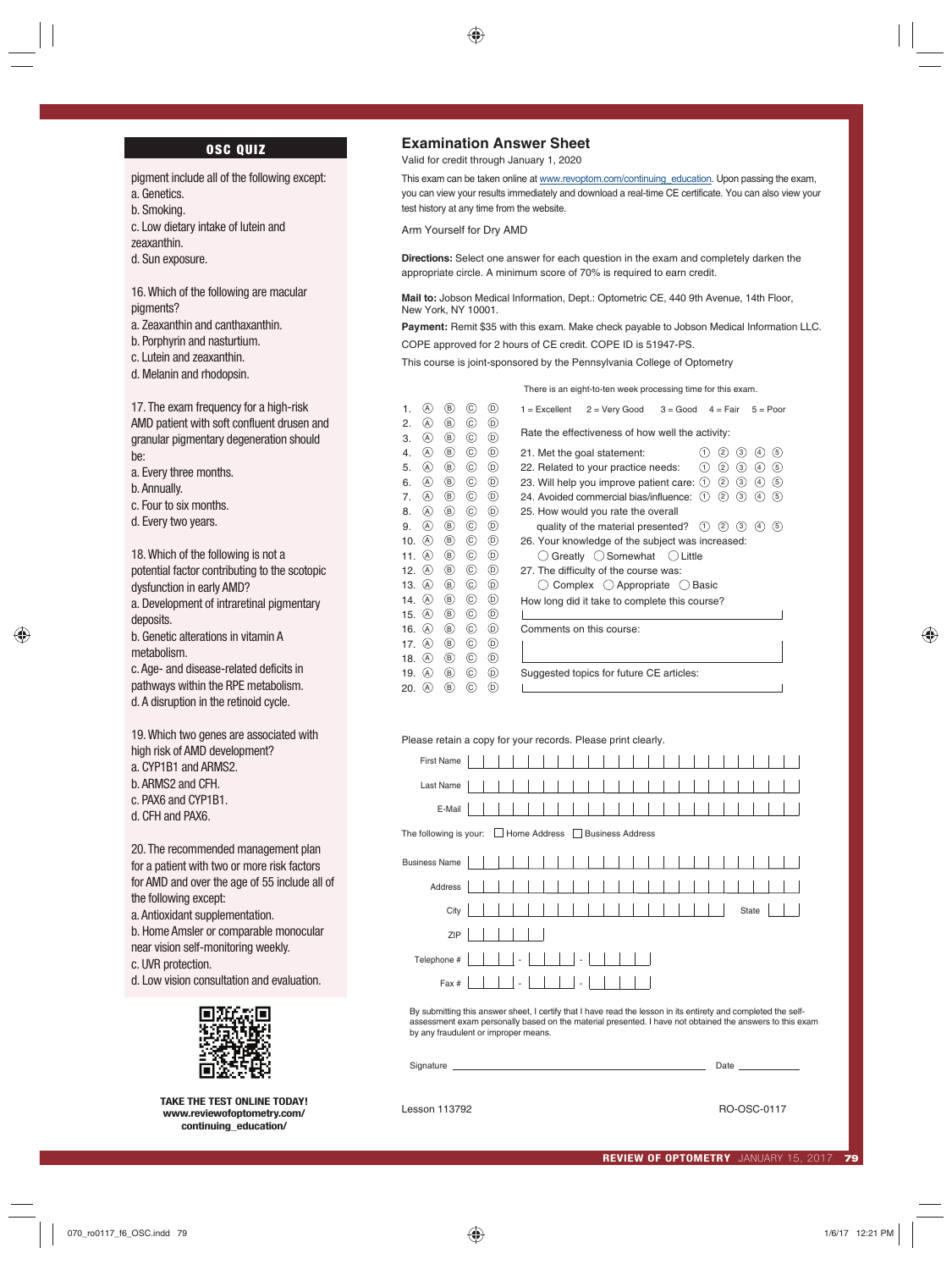## OSC QUIZ

pigment include all of the following except:
a. Genetics.
b. Smoking.
c. Low dietary intake of lutein and zeaxanthin.
d. Sun exposure.

16. Which of the following are macular pigments?
a. Zeaxanthin and canthaxanthin.
b. Porphyrin and nasturtium.
c. Lutein and zeaxanthin.
d. Melanin and rhodopsin.

17. The exam frequency for a high-risk AMD patient with soft confluent drusen and granular pigmentary degeneration should be:
a. Every three months.
b. Annually.
c. Four to six months.
d. Every two years.

18. Which of the following is not a potential factor contributing to the scotopic dysfunction in early AMD?
a. Development of intraretinal pigmentary deposits.
b. Genetic alterations in vitamin A metabolism.
c. Age- and disease-related deficits in pathways within the RPE metabolism.
d. A disruption in the retinoid cycle.

19. Which two genes are associated with high risk of AMD development?
a. CYP1B1 and ARMS2.
b. ARMS2 and CFH.
c. PAX6 and CYP1B1.
d. CFH and PAX6.

20. The recommended management plan for a patient with two or more risk factors for AMD and over the age of 55 include all of the following except:
a. Antioxidant supplementation.
b. Home Amsler or comparable monocular near vision self-monitoring weekly.
c. UVR protection.
d. Low vision consultation and evaluation.

**TAKE THE TEST ONLINE TODAY!**
**www.reviewofoptometry.com/continuing_education/**

## Examination Answer Sheet

Valid for credit through January 1, 2020

This exam can be taken online at www.revoptom.com/continuing_education. Upon passing the exam, you can view your results immediately and download a real-time CE certificate. You can also view your test history at any time from the website.

Arm Yourself for Dry AMD

**Directions:** Select one answer for each question in the exam and completely darken the appropriate circle. A minimum score of 70% is required to earn credit.

**Mail to:** Jobson Medical Information, Dept.: Optometric CE, 440 9th Avenue, 14th Floor, New York, NY 10001.

**Payment:** Remit $35 with this exam. Make check payable to Jobson Medical Information LLC.

COPE approved for 2 hours of CE credit. COPE ID is 51947-PS.

This course is joint-sponsored by the Pennsylvania College of Optometry

There is an eight-to-ten week processing time for this exam.

1. Ⓐ Ⓑ Ⓒ Ⓓ
2. Ⓐ Ⓑ Ⓒ Ⓓ
3. Ⓐ Ⓑ Ⓒ Ⓓ
4. Ⓐ Ⓑ Ⓒ Ⓓ
5. Ⓐ Ⓑ Ⓒ Ⓓ
6. Ⓐ Ⓑ Ⓒ Ⓓ
7. Ⓐ Ⓑ Ⓒ Ⓓ
8. Ⓐ Ⓑ Ⓒ Ⓓ
9. Ⓐ Ⓑ Ⓒ Ⓓ
10. Ⓐ Ⓑ Ⓒ Ⓓ
11. Ⓐ Ⓑ Ⓒ Ⓓ
12. Ⓐ Ⓑ Ⓒ Ⓓ
13. Ⓐ Ⓑ Ⓒ Ⓓ
14. Ⓐ Ⓑ Ⓒ Ⓓ
15. Ⓐ Ⓑ Ⓒ Ⓓ
16. Ⓐ Ⓑ Ⓒ Ⓓ
17. Ⓐ Ⓑ Ⓒ Ⓓ
18. Ⓐ Ⓑ Ⓒ Ⓓ
19. Ⓐ Ⓑ Ⓒ Ⓓ
20. Ⓐ Ⓑ Ⓒ Ⓓ

1 = Excellent 2 = Very Good 3 = Good 4 = Fair 5 = Poor

Rate the effectiveness of how well the activity:

21. Met the goal statement: ① ② ③ ④ ⑤
22. Related to your practice needs: ① ② ③ ④ ⑤
23. Will help you improve patient care: ① ② ③ ④ ⑤
24. Avoided commercial bias/influence: ① ② ③ ④ ⑤
25. How would you rate the overall quality of the material presented? ① ② ③ ④ ⑤
26. Your knowledge of the subject was increased: ◯ Greatly ◯ Somewhat ◯ Little
27. The difficulty of the course was: ◯ Complex ◯ Appropriate ◯ Basic

How long did it take to complete this course?

Comments on this course:

Suggested topics for future CE articles:

Please retain a copy for your records. Please print clearly.

First Name

Last Name

E-Mail

The following is your: ☐ Home Address ☐ Business Address

Business Name

Address

City State

ZIP

Telephone # - -

Fax # - -

By submitting this answer sheet, I certify that I have read the lesson in its entirety and completed the self-assessment exam personally based on the material presented. I have not obtained the answers to this exam by any fraudulent or improper means.

Signature Date

Lesson 113792 RO-OSC-0117